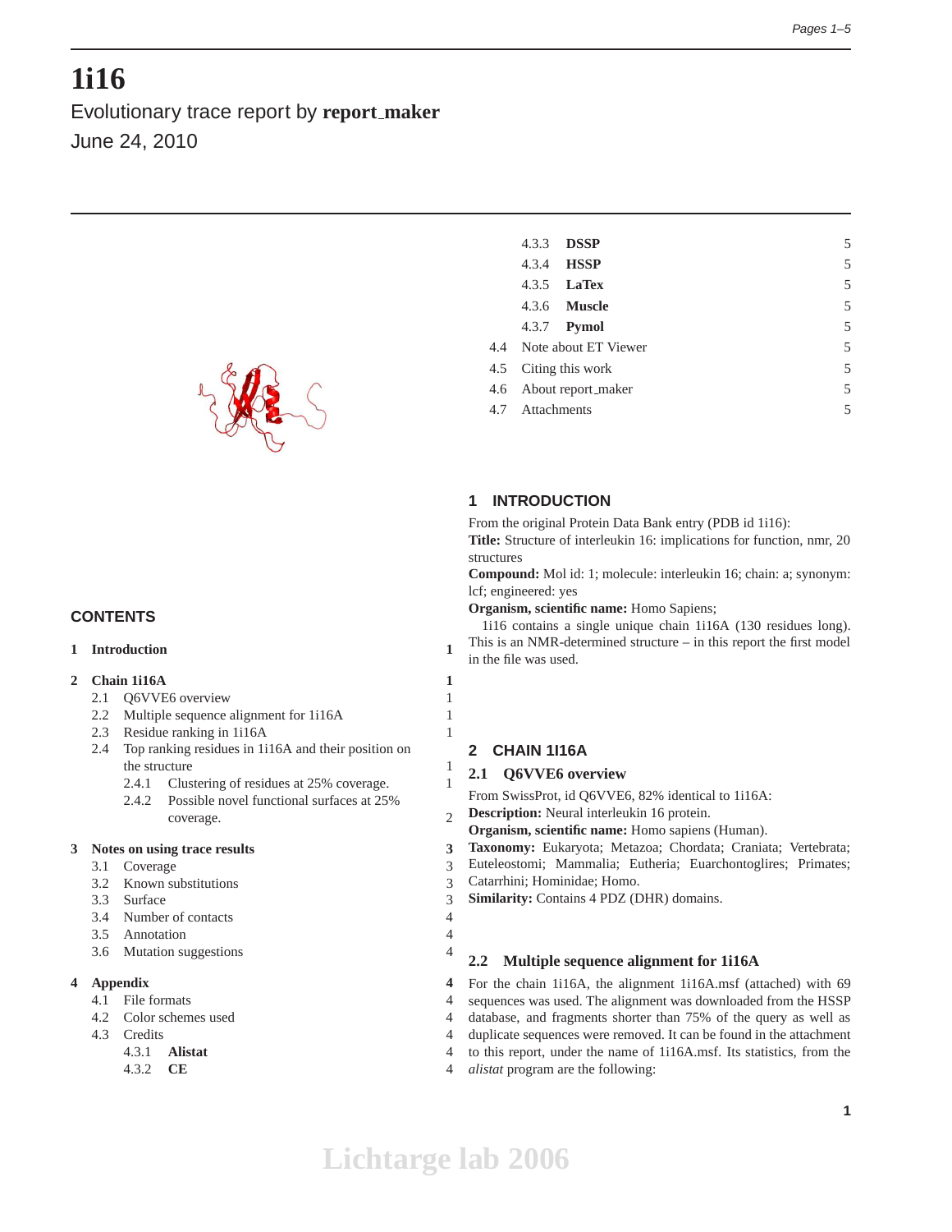# 1i16

Evolutionary trace report by **report_maker**

June 24, 2010

## CONTENTS

| | | |
|---|---|---|
| **1** | **Introduction** | **1** |
| **2** | **Chain 1i16A** | **1** |
| 2.1 | Q6VVE6 overview | 1 |
| 2.2 | Multiple sequence alignment for 1i16A | 1 |
| 2.3 | Residue ranking in 1i16A | 1 |
| 2.4 | Top ranking residues in 1i16A and their position on the structure | 1 |
| 2.4.1 | Clustering of residues at 25% coverage. | 1 |
| 2.4.2 | Possible novel functional surfaces at 25% coverage. | 2 |
| **3** | **Notes on using trace results** | **3** |
| 3.1 | Coverage | 3 |
| 3.2 | Known substitutions | 3 |
| 3.3 | Surface | 3 |
| 3.4 | Number of contacts | 4 |
| 3.5 | Annotation | 4 |
| 3.6 | Mutation suggestions | 4 |
| **4** | **Appendix** | **4** |
| 4.1 | File formats | 4 |
| 4.2 | Color schemes used | 4 |
| 4.3 | Credits | 4 |
| 4.3.1 | **Alistat** | 4 |
| 4.3.2 | **CE** | 4 |
| 4.3.3 | **DSSP** | 5 |
| 4.3.4 | **HSSP** | 5 |
| 4.3.5 | **LaTex** | 5 |
| 4.3.6 | **Muscle** | 5 |
| 4.3.7 | **Pymol** | 5 |
| 4.4 | Note about ET Viewer | 5 |
| 4.5 | Citing this work | 5 |
| 4.6 | About report_maker | 5 |
| 4.7 | Attachments | 5 |

## 1 INTRODUCTION

From the original Protein Data Bank entry (PDB id 1i16):
**Title:** Structure of interleukin 16: implications for function, nmr, 20 structures
**Compound:** Mol id: 1; molecule: interleukin 16; chain: a; synonym: lcf; engineered: yes
**Organism, scientific name:** Homo Sapiens;

1i16 contains a single unique chain 1i16A (130 residues long). This is an NMR-determined structure – in this report the first model in the file was used.

## 2 CHAIN 1I16A

### 2.1 Q6VVE6 overview

From SwissProt, id Q6VVE6, 82% identical to 1i16A:
**Description:** Neural interleukin 16 protein.
**Organism, scientific name:** Homo sapiens (Human).
**Taxonomy:** Eukaryota; Metazoa; Chordata; Craniata; Vertebrata; Euteleostomi; Mammalia; Eutheria; Euarchontoglires; Primates; Catarrhini; Hominidae; Homo.
**Similarity:** Contains 4 PDZ (DHR) domains.

### 2.2 Multiple sequence alignment for 1i16A

For the chain 1i16A, the alignment 1i16A.msf (attached) with 69 sequences was used. The alignment was downloaded from the HSSP database, and fragments shorter than 75% of the query as well as duplicate sequences were removed. It can be found in the attachment to this report, under the name of 1i16A.msf. Its statistics, from the *alistat* program are the following: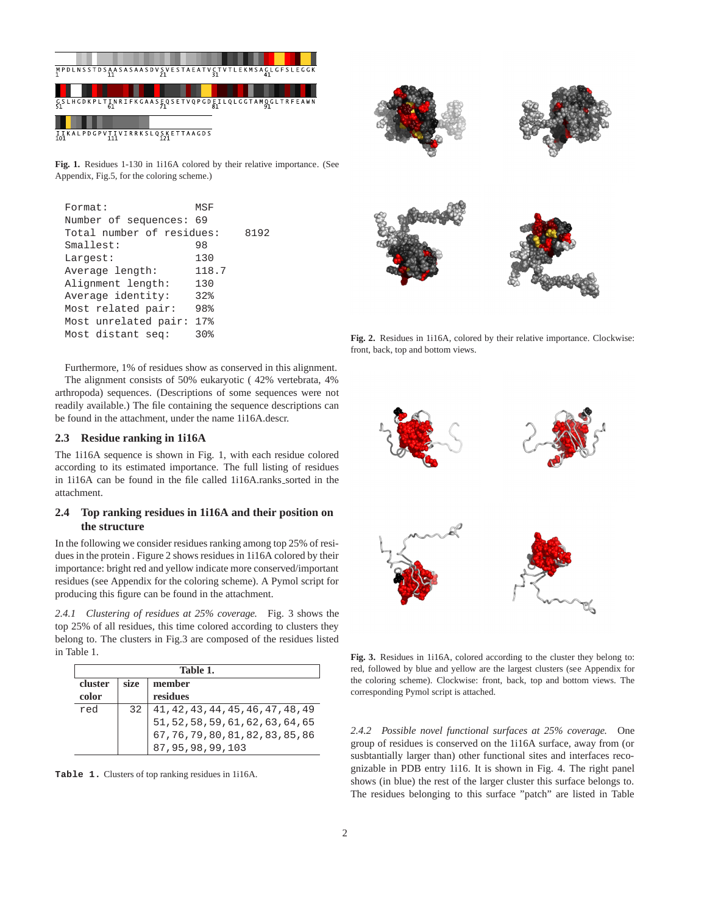MPDLNSSTDSAASASAASDVSVESTAEATVCTVTLEKMSAGLGFSLEGGK

GSLHGDKPLTINRIFKGAASEQSETVQPGDEILQLGGTAMQGLTRFEAWN

IIKALPDGPVTIVIRRKSLQSKETTAAGDS

**Fig. 1.** Residues 1-130 in 1i16A colored by their relative importance. (See Appendix, Fig.5, for the coloring scheme.)

```
Format:                MSF
Number of sequences: 69
Total number of residues:     8192
Smallest:              98
Largest:               130
Average length:        118.7
Alignment length:      130
Average identity:      32%
Most related pair:     98%
Most unrelated pair: 17%
Most distant seq:      30%
```

Furthermore, 1% of residues show as conserved in this alignment.

The alignment consists of 50% eukaryotic ( 42% vertebrata, 4% arthropoda) sequences. (Descriptions of some sequences were not readily available.) The file containing the sequence descriptions can be found in the attachment, under the name 1i16A.descr.

### 2.3 Residue ranking in 1i16A

The 1i16A sequence is shown in Fig. 1, with each residue colored according to its estimated importance. The full listing of residues in 1i16A can be found in the file called 1i16A.ranks_sorted in the attachment.

### 2.4 Top ranking residues in 1i16A and their position on the structure

In the following we consider residues ranking among top 25% of residues in the protein . Figure 2 shows residues in 1i16A colored by their importance: bright red and yellow indicate more conserved/important residues (see Appendix for the coloring scheme). A Pymol script for producing this figure can be found in the attachment.

**Fig. 2.** Residues in 1i16A, colored by their relative importance. Clockwise: front, back, top and bottom views.

*2.4.1 Clustering of residues at 25% coverage.* Fig. 3 shows the top 25% of all residues, this time colored according to clusters they belong to. The clusters in Fig.3 are composed of the residues listed in Table 1.

**Fig. 3.** Residues in 1i16A, colored according to the cluster they belong to: red, followed by blue and yellow are the largest clusters (see Appendix for the coloring scheme). Clockwise: front, back, top and bottom views. The corresponding Pymol script is attached.

| cluster color | size | member residues |
|---|---|---|
| red | 32 | 41,42,43,44,45,46,47,48,49 51,52,58,59,61,62,63,64,65 67,76,79,80,81,82,83,85,86 87,95,98,99,103 |

**Table 1.** Clusters of top ranking residues in 1i16A.

*2.4.2 Possible novel functional surfaces at 25% coverage.* One group of residues is conserved on the 1i16A surface, away from (or susbtantially larger than) other functional sites and interfaces recognizable in PDB entry 1i16. It is shown in Fig. 4. The right panel shows (in blue) the rest of the larger cluster this surface belongs to. The residues belonging to this surface "patch" are listed in Table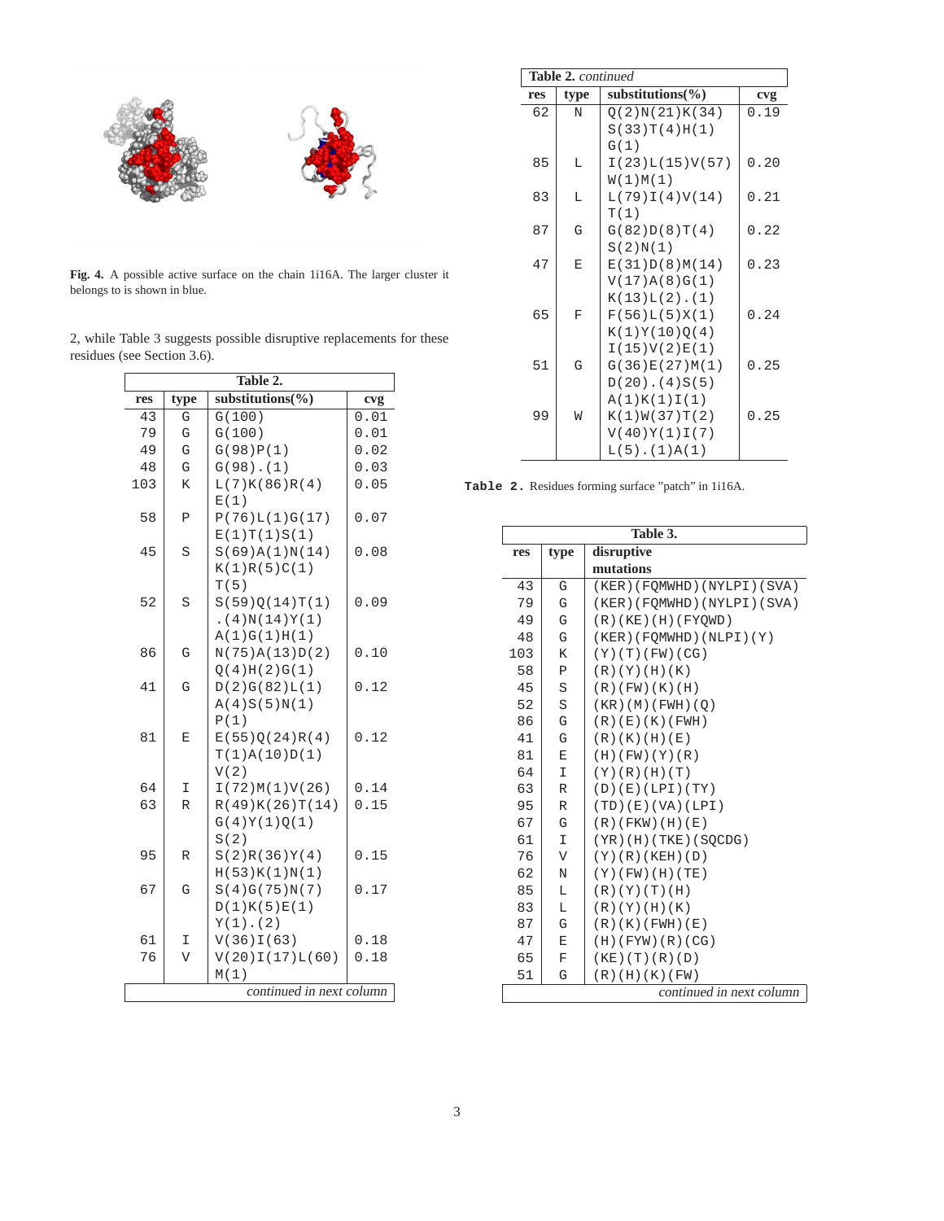**Fig. 4.** A possible active surface on the chain 1i16A. The larger cluster it belongs to is shown in blue.

2, while Table 3 suggests possible disruptive replacements for these residues (see Section 3.6).

**Table 2.**

| res | type | substitutions(%) | cvg |
|---|---|---|---|
| 43 | G | G(100) | 0.01 |
| 79 | G | G(100) | 0.01 |
| 49 | G | G(98)P(1) | 0.02 |
| 48 | G | G(98).(1) | 0.03 |
| 103 | K | L(7)K(86)R(4) E(1) | 0.05 |
| 58 | P | P(76)L(1)G(17) E(1)T(1)S(1) | 0.07 |
| 45 | S | S(69)A(1)N(14) K(1)R(5)C(1) T(5) | 0.08 |
| 52 | S | S(59)Q(14)T(1) .(4)N(14)Y(1) A(1)G(1)H(1) | 0.09 |
| 86 | G | N(75)A(13)D(2) Q(4)H(2)G(1) | 0.10 |
| 41 | G | D(2)G(82)L(1) A(4)S(5)N(1) P(1) | 0.12 |
| 81 | E | E(55)Q(24)R(4) T(1)A(10)D(1) V(2) | 0.12 |
| 64 | I | I(72)M(1)V(26) | 0.14 |
| 63 | R | R(49)K(26)T(14) G(4)Y(1)Q(1) S(2) | 0.15 |
| 95 | R | S(2)R(36)Y(4) H(53)K(1)N(1) | 0.15 |
| 67 | G | S(4)G(75)N(7) D(1)K(5)E(1) Y(1).(2) | 0.17 |
| 61 | I | V(36)I(63) | 0.18 |
| 76 | V | V(20)I(17)L(60) M(1) | 0.18 |
| 62 | N | Q(2)N(21)K(34) S(33)T(4)H(1) G(1) | 0.19 |
| 85 | L | I(23)L(15)V(57) W(1)M(1) | 0.20 |
| 83 | L | L(79)I(4)V(14) T(1) | 0.21 |
| 87 | G | G(82)D(8)T(4) S(2)N(1) | 0.22 |
| 47 | E | E(31)D(8)M(14) V(17)A(8)G(1) K(13)L(2).(1) | 0.23 |
| 65 | F | F(56)L(5)X(1) K(1)Y(10)Q(4) I(15)V(2)E(1) | 0.24 |
| 51 | G | G(36)E(27)M(1) D(20).(4)S(5) A(1)K(1)I(1) | 0.25 |
| 99 | W | K(1)W(37)T(2) V(40)Y(1)I(7) L(5).(1)A(1) | 0.25 |

**Table 2.** Residues forming surface "patch" in 1i16A.

**Table 3.**

| res | type | disruptive mutations |
|---|---|---|
| 43 | G | (KER)(FQMWHD)(NYLPI)(SVA) |
| 79 | G | (KER)(FQMWHD)(NYLPI)(SVA) |
| 49 | G | (R)(KE)(H)(FYQWD) |
| 48 | G | (KER)(FQMWHD)(NLPI)(Y) |
| 103 | K | (Y)(T)(FW)(CG) |
| 58 | P | (R)(Y)(H)(K) |
| 45 | S | (R)(FW)(K)(H) |
| 52 | S | (KR)(M)(FWH)(Q) |
| 86 | G | (R)(E)(K)(FWH) |
| 41 | G | (R)(K)(H)(E) |
| 81 | E | (H)(FW)(Y)(R) |
| 64 | I | (Y)(R)(H)(T) |
| 63 | R | (D)(E)(LPI)(TY) |
| 95 | R | (TD)(E)(VA)(LPI) |
| 67 | G | (R)(FKW)(H)(E) |
| 61 | I | (YR)(H)(TKE)(SQCDG) |
| 76 | V | (Y)(R)(KEH)(D) |
| 62 | N | (Y)(FW)(H)(TE) |
| 85 | L | (R)(Y)(T)(H) |
| 83 | L | (R)(Y)(H)(K) |
| 87 | G | (R)(K)(FWH)(E) |
| 47 | E | (H)(FYW)(R)(CG) |
| 65 | F | (KE)(T)(R)(D) |
| 51 | G | (R)(H)(K)(FW) |

*continued in next column*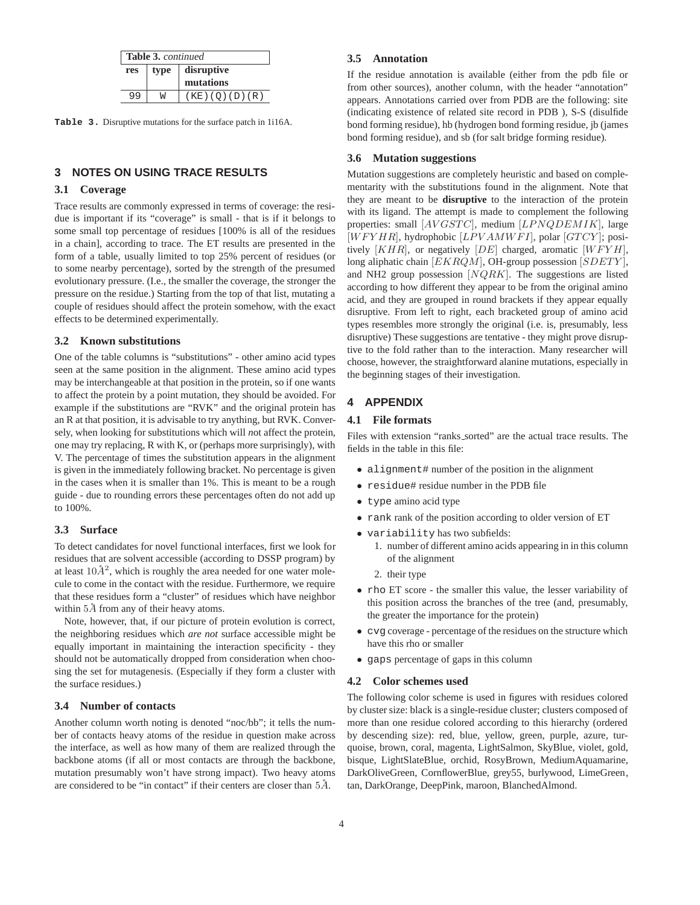| Table 3. *continued* | | |
|---|---|---|
| res | type | disruptive mutations |
| 99 | W | (KE)(Q)(D)(R) |

**Table 3.** Disruptive mutations for the surface patch in 1i16A.

## 3 NOTES ON USING TRACE RESULTS

### 3.1 Coverage

Trace results are commonly expressed in terms of coverage: the residue is important if its "coverage" is small - that is if it belongs to some small top percentage of residues [100% is all of the residues in a chain], according to trace. The ET results are presented in the form of a table, usually limited to top 25% percent of residues (or to some nearby percentage), sorted by the strength of the presumed evolutionary pressure. (I.e., the smaller the coverage, the stronger the pressure on the residue.) Starting from the top of that list, mutating a couple of residues should affect the protein somehow, with the exact effects to be determined experimentally.

### 3.2 Known substitutions

One of the table columns is "substitutions" - other amino acid types seen at the same position in the alignment. These amino acid types may be interchangeable at that position in the protein, so if one wants to affect the protein by a point mutation, they should be avoided. For example if the substitutions are "RVK" and the original protein has an R at that position, it is advisable to try anything, but RVK. Conversely, when looking for substitutions which will *n*ot affect the protein, one may try replacing, R with K, or (perhaps more surprisingly), with V. The percentage of times the substitution appears in the alignment is given in the immediately following bracket. No percentage is given in the cases when it is smaller than 1%. This is meant to be a rough guide - due to rounding errors these percentages often do not add up to 100%.

### 3.3 Surface

To detect candidates for novel functional interfaces, first we look for residues that are solvent accessible (according to DSSP program) by at least $10\AA^2$, which is roughly the area needed for one water molecule to come in the contact with the residue. Furthermore, we require that these residues form a "cluster" of residues which have neighbor within $5\AA$ from any of their heavy atoms.

Note, however, that, if our picture of protein evolution is correct, the neighboring residues which *are not* surface accessible might be equally important in maintaining the interaction specificity - they should not be automatically dropped from consideration when choosing the set for mutagenesis. (Especially if they form a cluster with the surface residues.)

### 3.4 Number of contacts

Another column worth noting is denoted "noc/bb"; it tells the number of contacts heavy atoms of the residue in question make across the interface, as well as how many of them are realized through the backbone atoms (if all or most contacts are through the backbone, mutation presumably won't have strong impact). Two heavy atoms are considered to be "in contact" if their centers are closer than $5\AA$.

### 3.5 Annotation

If the residue annotation is available (either from the pdb file or from other sources), another column, with the header "annotation" appears. Annotations carried over from PDB are the following: site (indicating existence of related site record in PDB ), S-S (disulfide bond forming residue), hb (hydrogen bond forming residue, jb (james bond forming residue), and sb (for salt bridge forming residue).

### 3.6 Mutation suggestions

Mutation suggestions are completely heuristic and based on complementarity with the substitutions found in the alignment. Note that they are meant to be **disruptive** to the interaction of the protein with its ligand. The attempt is made to complement the following properties: small $[AVGSTC]$, medium $[LPNQDEMIK]$, large $[WFYHR]$, hydrophobic $[LPVAMWFI]$, polar $[GTCY]$; positively $[KHR]$, or negatively $[DE]$ charged, aromatic $[WFYH]$, long aliphatic chain $[EKRQM]$, OH-group possession $[SDETY]$, and NH2 group possession $[NQRK]$. The suggestions are listed according to how different they appear to be from the original amino acid, and they are grouped in round brackets if they appear equally disruptive. From left to right, each bracketed group of amino acid types resembles more strongly the original (i.e. is, presumably, less disruptive) These suggestions are tentative - they might prove disruptive to the fold rather than to the interaction. Many researcher will choose, however, the straightforward alanine mutations, especially in the beginning stages of their investigation.

## 4 APPENDIX

### 4.1 File formats

Files with extension "ranks_sorted" are the actual trace results. The fields in the table in this file:

- `alignment#` number of the position in the alignment
- `residue#` residue number in the PDB file
- `type` amino acid type
- `rank` rank of the position according to older version of ET
- `variability` has two subfields:
  1. number of different amino acids appearing in in this column of the alignment
  2. their type
- `rho` ET score - the smaller this value, the lesser variability of this position across the branches of the tree (and, presumably, the greater the importance for the protein)
- `cvg` coverage - percentage of the residues on the structure which have this rho or smaller
- `gaps` percentage of gaps in this column

### 4.2 Color schemes used

The following color scheme is used in figures with residues colored by cluster size: black is a single-residue cluster; clusters composed of more than one residue colored according to this hierarchy (ordered by descending size): red, blue, yellow, green, purple, azure, turquoise, brown, coral, magenta, LightSalmon, SkyBlue, violet, gold, bisque, LightSlateBlue, orchid, RosyBrown, MediumAquamarine, DarkOliveGreen, CornflowerBlue, grey55, burlywood, LimeGreen, tan, DarkOrange, DeepPink, maroon, BlanchedAlmond.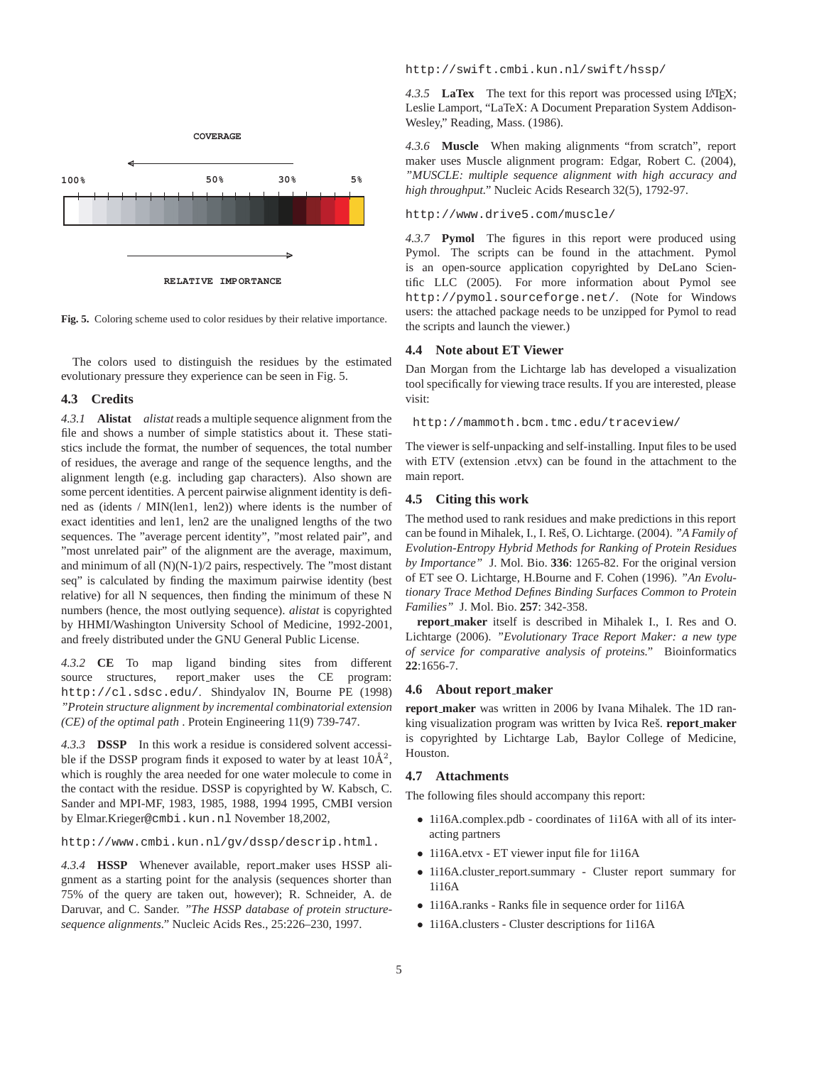COVERAGE

100% 50% 30% 5%

RELATIVE IMPORTANCE

**Fig. 5.** Coloring scheme used to color residues by their relative importance.

The colors used to distinguish the residues by the estimated evolutionary pressure they experience can be seen in Fig. 5.

### 4.3 Credits

*4.3.1* **Alistat** *alistat* reads a multiple sequence alignment from the file and shows a number of simple statistics about it. These statistics include the format, the number of sequences, the total number of residues, the average and range of the sequence lengths, and the alignment length (e.g. including gap characters). Also shown are some percent identities. A percent pairwise alignment identity is defined as (idents / MIN(len1, len2)) where idents is the number of exact identities and len1, len2 are the unaligned lengths of the two sequences. The "average percent identity", "most related pair", and "most unrelated pair" of the alignment are the average, maximum, and minimum of all (N)(N-1)/2 pairs, respectively. The "most distant seq" is calculated by finding the maximum pairwise identity (best relative) for all N sequences, then finding the minimum of these N numbers (hence, the most outlying sequence). *alistat* is copyrighted by HHMI/Washington University School of Medicine, 1992-2001, and freely distributed under the GNU General Public License.

*4.3.2* **CE** To map ligand binding sites from different source structures, report_maker uses the CE program: `http://cl.sdsc.edu/`. Shindyalov IN, Bourne PE (1998) *"Protein structure alignment by incremental combinatorial extension (CE) of the optimal path* . Protein Engineering 11(9) 739-747.

*4.3.3* **DSSP** In this work a residue is considered solvent accessible if the DSSP program finds it exposed to water by at least 10Å$^2$, which is roughly the area needed for one water molecule to come in the contact with the residue. DSSP is copyrighted by W. Kabsch, C. Sander and MPI-MF, 1983, 1985, 1988, 1994 1995, CMBI version by Elmar.Krieger@cmbi.kun.nl November 18,2002,

`http://www.cmbi.kun.nl/gv/dssp/descrip.html.`

*4.3.4* **HSSP** Whenever available, report_maker uses HSSP alignment as a starting point for the analysis (sequences shorter than 75% of the query are taken out, however); R. Schneider, A. de Daruvar, and C. Sander. *"The HSSP database of protein structure-sequence alignments."* Nucleic Acids Res., 25:226–230, 1997.

`http://swift.cmbi.kun.nl/swift/hssp/`

*4.3.5* **LaTex** The text for this report was processed using LaTeX; Leslie Lamport, "LaTeX: A Document Preparation System Addison-Wesley," Reading, Mass. (1986).

*4.3.6* **Muscle** When making alignments "from scratch", report maker uses Muscle alignment program: Edgar, Robert C. (2004), *"MUSCLE: multiple sequence alignment with high accuracy and high throughput."* Nucleic Acids Research 32(5), 1792-97.

`http://www.drive5.com/muscle/`

*4.3.7* **Pymol** The figures in this report were produced using Pymol. The scripts can be found in the attachment. Pymol is an open-source application copyrighted by DeLano Scientific LLC (2005). For more information about Pymol see `http://pymol.sourceforge.net/`. (Note for Windows users: the attached package needs to be unzipped for Pymol to read the scripts and launch the viewer.)

### 4.4 Note about ET Viewer

Dan Morgan from the Lichtarge lab has developed a visualization tool specifically for viewing trace results. If you are interested, please visit:

`http://mammoth.bcm.tmc.edu/traceview/`

The viewer is self-unpacking and self-installing. Input files to be used with ETV (extension .etvx) can be found in the attachment to the main report.

### 4.5 Citing this work

The method used to rank residues and make predictions in this report can be found in Mihalek, I., I. Reš, O. Lichtarge. (2004). *"A Family of Evolution-Entropy Hybrid Methods for Ranking of Protein Residues by Importance"* J. Mol. Bio. **336**: 1265-82. For the original version of ET see O. Lichtarge, H.Bourne and F. Cohen (1996). *"An Evolutionary Trace Method Defines Binding Surfaces Common to Protein Families"* J. Mol. Bio. **257**: 342-358.

**report_maker** itself is described in Mihalek I., I. Res and O. Lichtarge (2006). *"Evolutionary Trace Report Maker: a new type of service for comparative analysis of proteins."* Bioinformatics **22**:1656-7.

### 4.6 About report_maker

**report_maker** was written in 2006 by Ivana Mihalek. The 1D ranking visualization program was written by Ivica Reš. **report_maker** is copyrighted by Lichtarge Lab, Baylor College of Medicine, Houston.

### 4.7 Attachments

The following files should accompany this report:

- 1i16A.complex.pdb - coordinates of 1i16A with all of its interacting partners
- 1i16A.etvx - ET viewer input file for 1i16A
- 1i16A.cluster_report.summary - Cluster report summary for 1i16A
- 1i16A.ranks - Ranks file in sequence order for 1i16A
- 1i16A.clusters - Cluster descriptions for 1i16A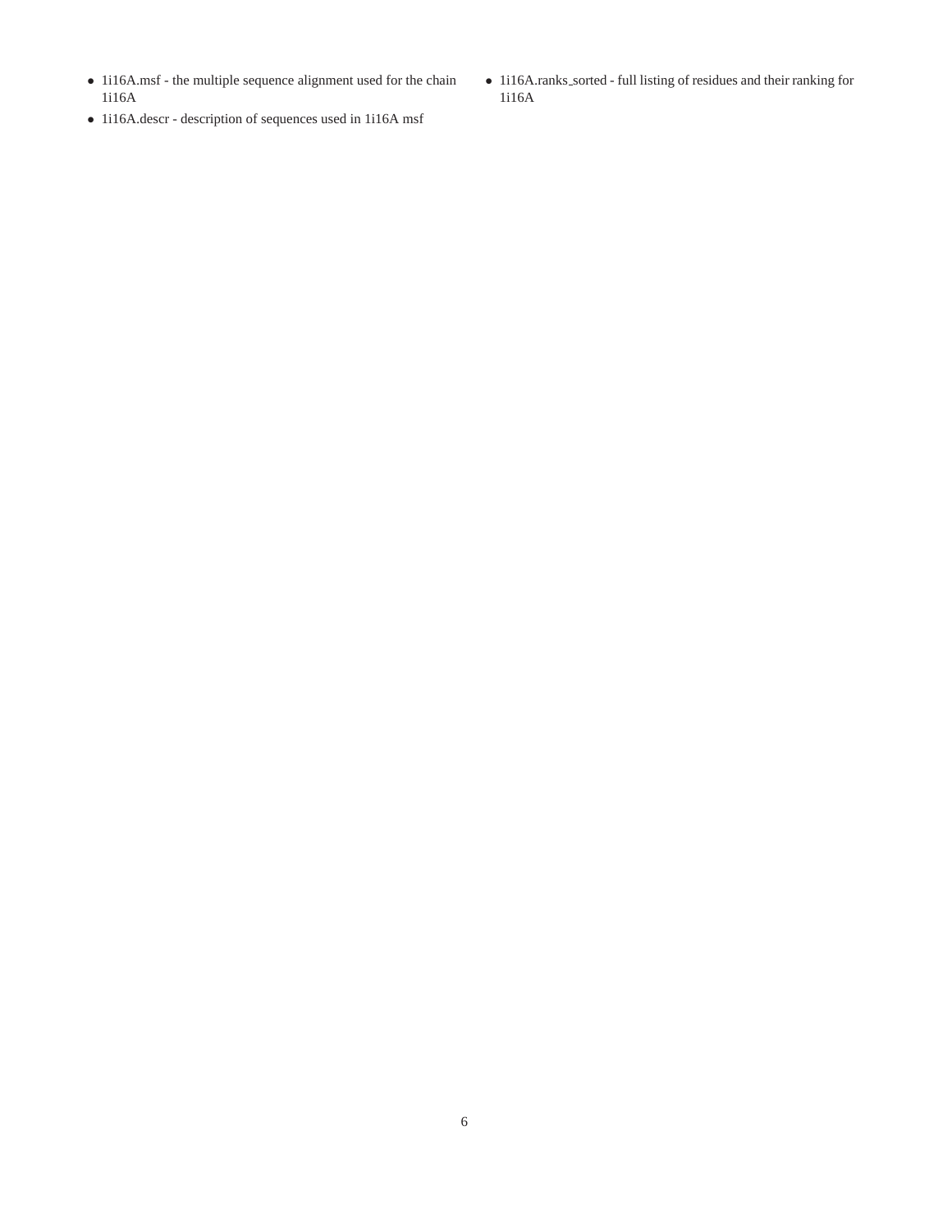- 1i16A.msf - the multiple sequence alignment used for the chain 1i16A
- 1i16A.descr - description of sequences used in 1i16A msf
- 1i16A.ranks_sorted - full listing of residues and their ranking for 1i16A